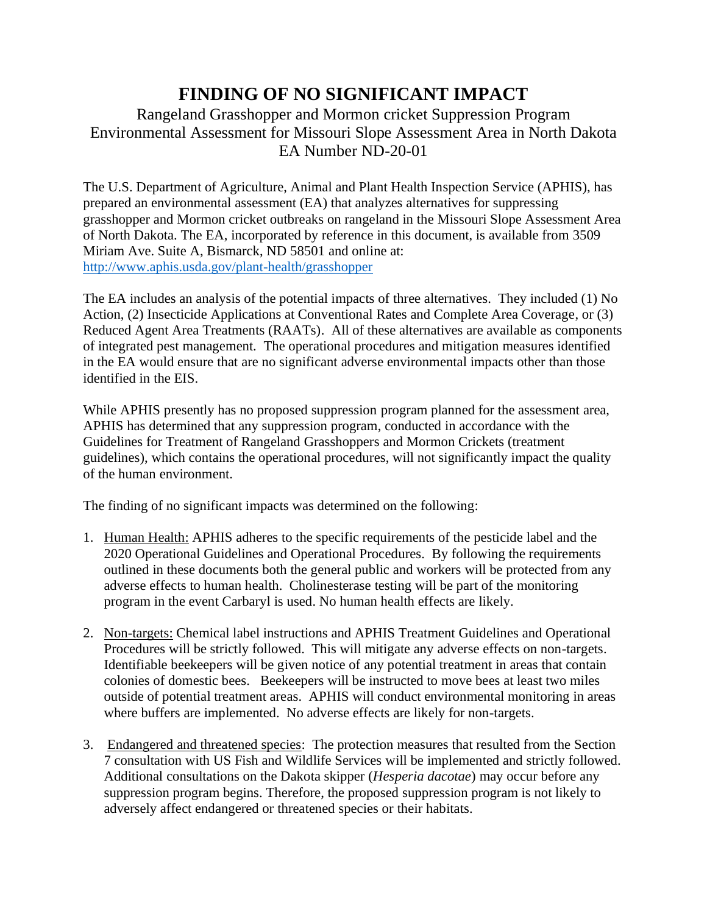# FINDING OF NO SIGNIFICANT IMPACT

Rangeland Grasshopper and Mormon cricket Suppression Program
Environmental Assessment for Missouri Slope Assessment Area in North Dakota
EA Number ND-20-01

The U.S. Department of Agriculture, Animal and Plant Health Inspection Service (APHIS), has prepared an environmental assessment (EA) that analyzes alternatives for suppressing grasshopper and Mormon cricket outbreaks on rangeland in the Missouri Slope Assessment Area of North Dakota. The EA, incorporated by reference in this document, is available from 3509 Miriam Ave. Suite A, Bismarck, ND 58501 and online at: http://www.aphis.usda.gov/plant-health/grasshopper

The EA includes an analysis of the potential impacts of three alternatives. They included (1) No Action, (2) Insecticide Applications at Conventional Rates and Complete Area Coverage, or (3) Reduced Agent Area Treatments (RAATs). All of these alternatives are available as components of integrated pest management. The operational procedures and mitigation measures identified in the EA would ensure that are no significant adverse environmental impacts other than those identified in the EIS.

While APHIS presently has no proposed suppression program planned for the assessment area, APHIS has determined that any suppression program, conducted in accordance with the Guidelines for Treatment of Rangeland Grasshoppers and Mormon Crickets (treatment guidelines), which contains the operational procedures, will not significantly impact the quality of the human environment.

The finding of no significant impacts was determined on the following:

1. Human Health: APHIS adheres to the specific requirements of the pesticide label and the 2020 Operational Guidelines and Operational Procedures. By following the requirements outlined in these documents both the general public and workers will be protected from any adverse effects to human health. Cholinesterase testing will be part of the monitoring program in the event Carbaryl is used. No human health effects are likely.

2. Non-targets: Chemical label instructions and APHIS Treatment Guidelines and Operational Procedures will be strictly followed. This will mitigate any adverse effects on non-targets. Identifiable beekeepers will be given notice of any potential treatment in areas that contain colonies of domestic bees. Beekeepers will be instructed to move bees at least two miles outside of potential treatment areas. APHIS will conduct environmental monitoring in areas where buffers are implemented. No adverse effects are likely for non-targets.

3. Endangered and threatened species: The protection measures that resulted from the Section 7 consultation with US Fish and Wildlife Services will be implemented and strictly followed. Additional consultations on the Dakota skipper (*Hesperia dacotae*) may occur before any suppression program begins. Therefore, the proposed suppression program is not likely to adversely affect endangered or threatened species or their habitats.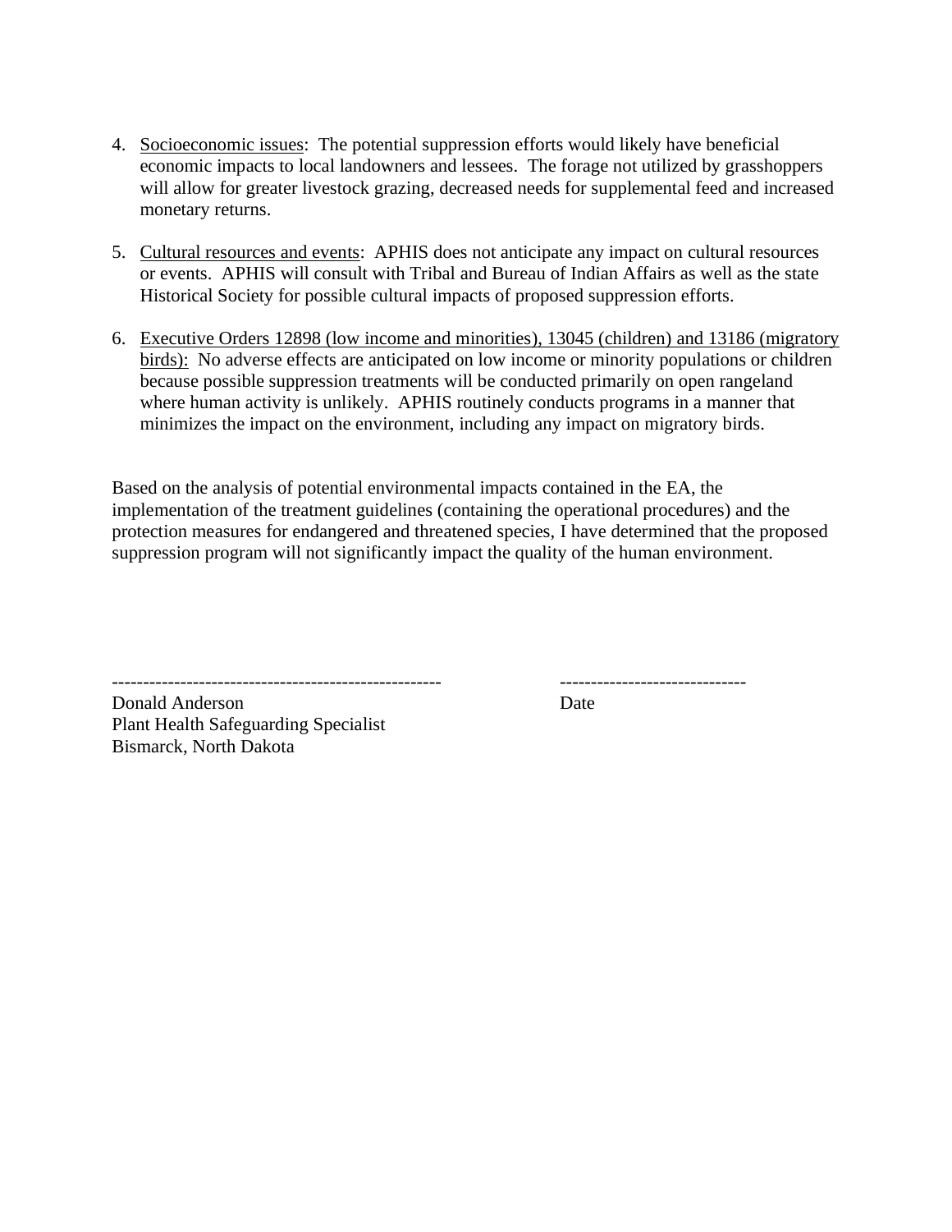4. Socioeconomic issues: The potential suppression efforts would likely have beneficial economic impacts to local landowners and lessees. The forage not utilized by grasshoppers will allow for greater livestock grazing, decreased needs for supplemental feed and increased monetary returns.

5. Cultural resources and events: APHIS does not anticipate any impact on cultural resources or events. APHIS will consult with Tribal and Bureau of Indian Affairs as well as the state Historical Society for possible cultural impacts of proposed suppression efforts.

6. Executive Orders 12898 (low income and minorities), 13045 (children) and 13186 (migratory birds): No adverse effects are anticipated on low income or minority populations or children because possible suppression treatments will be conducted primarily on open rangeland where human activity is unlikely. APHIS routinely conducts programs in a manner that minimizes the impact on the environment, including any impact on migratory birds.

Based on the analysis of potential environmental impacts contained in the EA, the implementation of the treatment guidelines (containing the operational procedures) and the protection measures for endangered and threatened species, I have determined that the proposed suppression program will not significantly impact the quality of the human environment.

----------------------------------------------------- ------------------------------

Donald Anderson Date
Plant Health Safeguarding Specialist
Bismarck, North Dakota